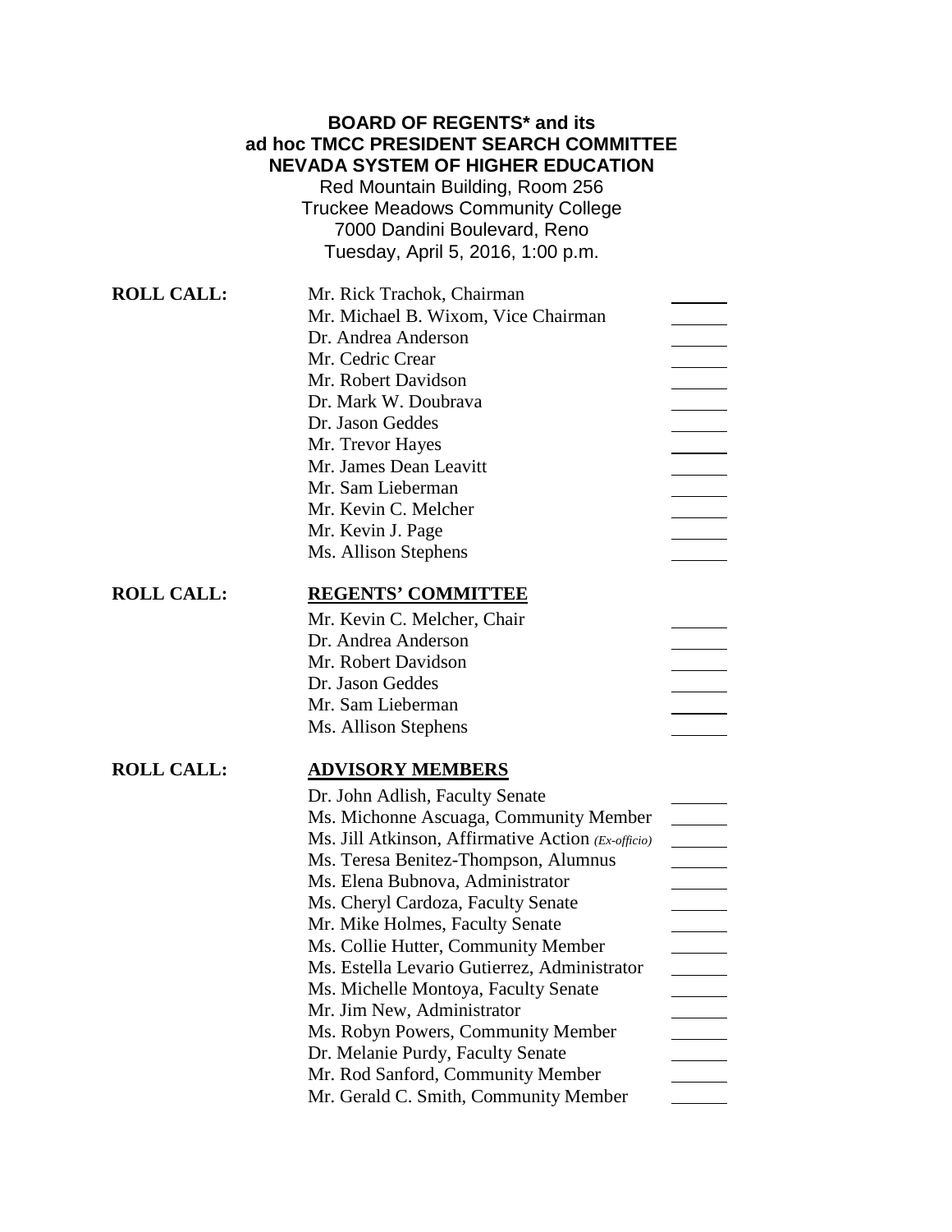**BOARD OF REGENTS* and its**
**ad hoc TMCC PRESIDENT SEARCH COMMITTEE**
**NEVADA SYSTEM OF HIGHER EDUCATION**

Red Mountain Building, Room 256
Truckee Meadows Community College
7000 Dandini Boulevard, Reno
Tuesday, April 5, 2016, 1:00 p.m.

**ROLL CALL:**

| | |
|---|---|
| Mr. Rick Trachok, Chairman | ______ |
| Mr. Michael B. Wixom, Vice Chairman | ______ |
| Dr. Andrea Anderson | ______ |
| Mr. Cedric Crear | ______ |
| Mr. Robert Davidson | ______ |
| Dr. Mark W. Doubrava | ______ |
| Dr. Jason Geddes | ______ |
| Mr. Trevor Hayes | ______ |
| Mr. James Dean Leavitt | ______ |
| Mr. Sam Lieberman | ______ |
| Mr. Kevin C. Melcher | ______ |
| Mr. Kevin J. Page | ______ |
| Ms. Allison Stephens | ______ |

**ROLL CALL:** **REGENTS' COMMITTEE**

| | |
|---|---|
| Mr. Kevin C. Melcher, Chair | ______ |
| Dr. Andrea Anderson | ______ |
| Mr. Robert Davidson | ______ |
| Dr. Jason Geddes | ______ |
| Mr. Sam Lieberman | ______ |
| Ms. Allison Stephens | ______ |

**ROLL CALL:** **ADVISORY MEMBERS**

| | |
|---|---|
| Dr. John Adlish, Faculty Senate | ______ |
| Ms. Michonne Ascuaga, Community Member | ______ |
| Ms. Jill Atkinson, Affirmative Action *(Ex-officio)* | ______ |
| Ms. Teresa Benitez-Thompson, Alumnus | ______ |
| Ms. Elena Bubnova, Administrator | ______ |
| Ms. Cheryl Cardoza, Faculty Senate | ______ |
| Mr. Mike Holmes, Faculty Senate | ______ |
| Ms. Collie Hutter, Community Member | ______ |
| Ms. Estella Levario Gutierrez, Administrator | ______ |
| Ms. Michelle Montoya, Faculty Senate | ______ |
| Mr. Jim New, Administrator | ______ |
| Ms. Robyn Powers, Community Member | ______ |
| Dr. Melanie Purdy, Faculty Senate | ______ |
| Mr. Rod Sanford, Community Member | ______ |
| Mr. Gerald C. Smith, Community Member | ______ |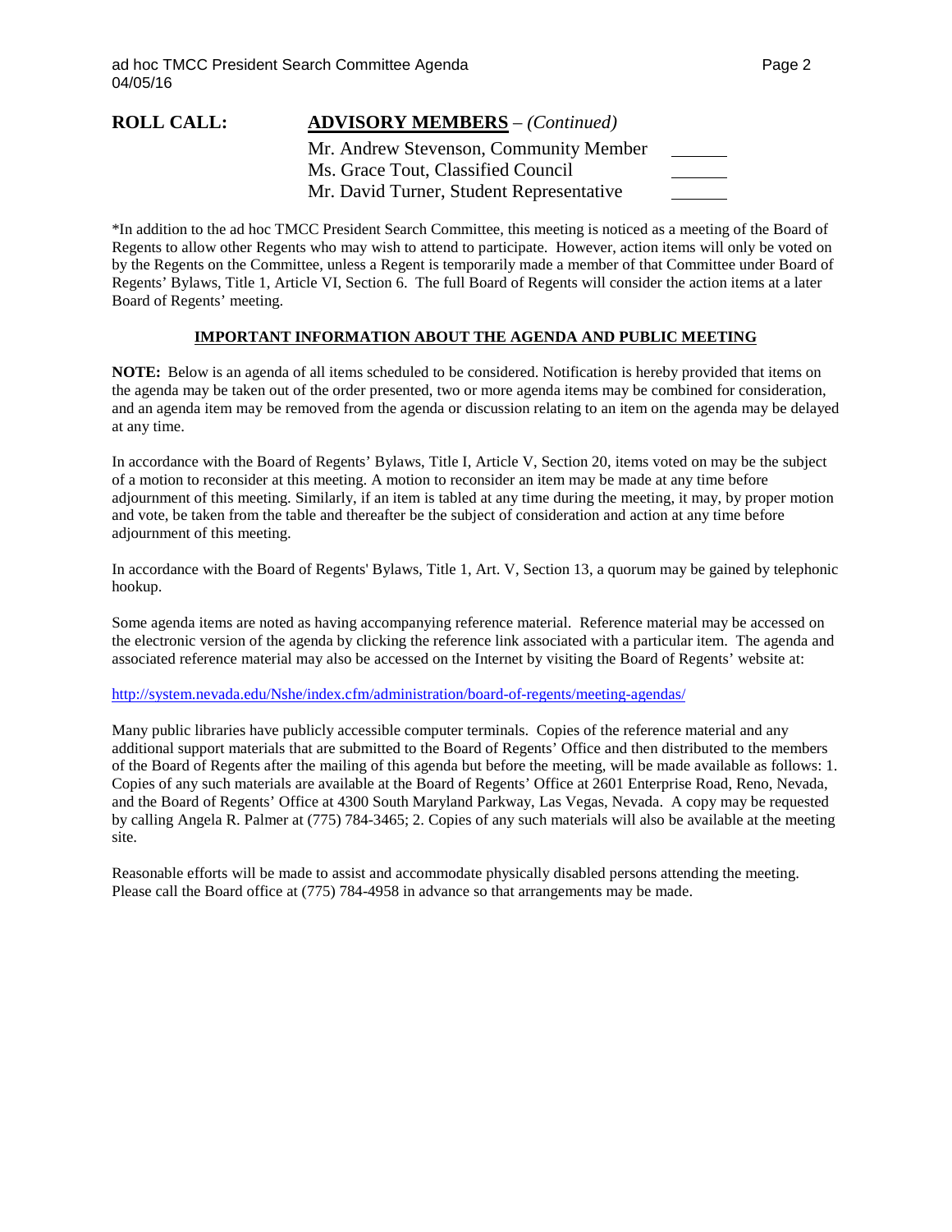**ROLL CALL:** **ADVISORY MEMBERS** – *(Continued)*

| | |
|---|---|
| Mr. Andrew Stevenson, Community Member | ______ |
| Ms. Grace Tout, Classified Council | ______ |
| Mr. David Turner, Student Representative | ______ |

*In addition to the ad hoc TMCC President Search Committee, this meeting is noticed as a meeting of the Board of Regents to allow other Regents who may wish to attend to participate. However, action items will only be voted on by the Regents on the Committee, unless a Regent is temporarily made a member of that Committee under Board of Regents' Bylaws, Title 1, Article VI, Section 6. The full Board of Regents will consider the action items at a later Board of Regents' meeting.

## IMPORTANT INFORMATION ABOUT THE AGENDA AND PUBLIC MEETING

**NOTE:** Below is an agenda of all items scheduled to be considered. Notification is hereby provided that items on the agenda may be taken out of the order presented, two or more agenda items may be combined for consideration, and an agenda item may be removed from the agenda or discussion relating to an item on the agenda may be delayed at any time.

In accordance with the Board of Regents' Bylaws, Title I, Article V, Section 20, items voted on may be the subject of a motion to reconsider at this meeting. A motion to reconsider an item may be made at any time before adjournment of this meeting. Similarly, if an item is tabled at any time during the meeting, it may, by proper motion and vote, be taken from the table and thereafter be the subject of consideration and action at any time before adjournment of this meeting.

In accordance with the Board of Regents' Bylaws, Title 1, Art. V, Section 13, a quorum may be gained by telephonic hookup.

Some agenda items are noted as having accompanying reference material. Reference material may be accessed on the electronic version of the agenda by clicking the reference link associated with a particular item. The agenda and associated reference material may also be accessed on the Internet by visiting the Board of Regents' website at:

http://system.nevada.edu/Nshe/index.cfm/administration/board-of-regents/meeting-agendas/

Many public libraries have publicly accessible computer terminals. Copies of the reference material and any additional support materials that are submitted to the Board of Regents' Office and then distributed to the members of the Board of Regents after the mailing of this agenda but before the meeting, will be made available as follows: 1. Copies of any such materials are available at the Board of Regents' Office at 2601 Enterprise Road, Reno, Nevada, and the Board of Regents' Office at 4300 South Maryland Parkway, Las Vegas, Nevada. A copy may be requested by calling Angela R. Palmer at (775) 784-3465; 2. Copies of any such materials will also be available at the meeting site.

Reasonable efforts will be made to assist and accommodate physically disabled persons attending the meeting. Please call the Board office at (775) 784-4958 in advance so that arrangements may be made.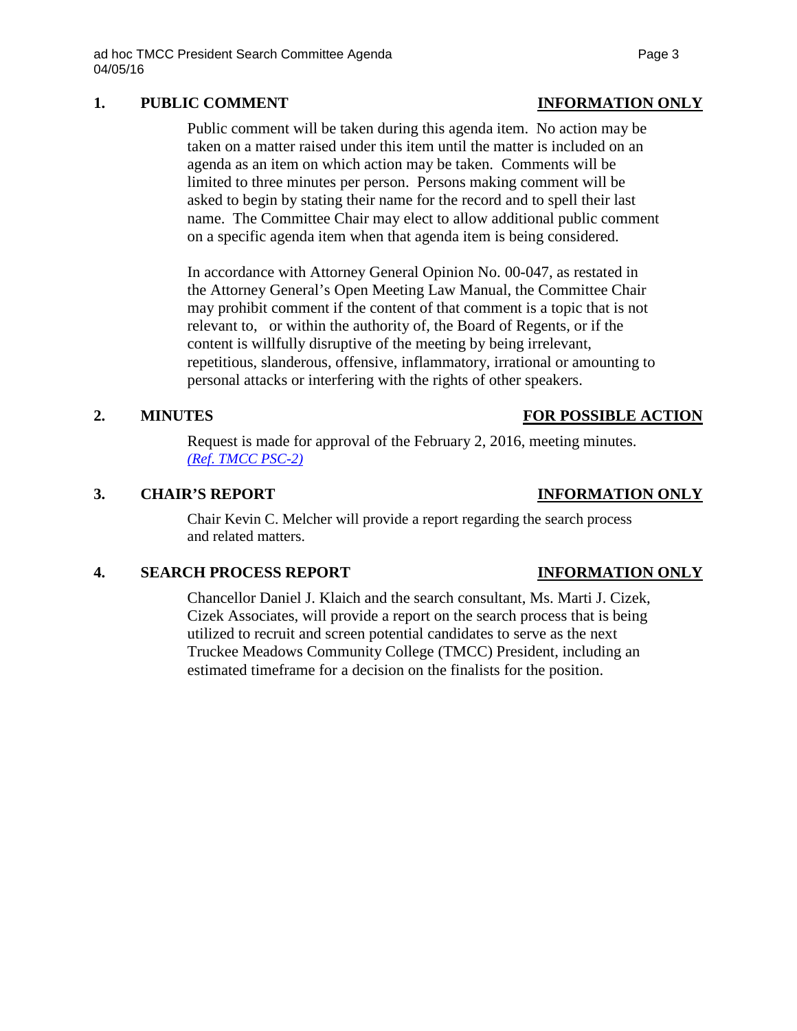## 1. PUBLIC COMMENT — INFORMATION ONLY

Public comment will be taken during this agenda item. No action may be taken on a matter raised under this item until the matter is included on an agenda as an item on which action may be taken. Comments will be limited to three minutes per person. Persons making comment will be asked to begin by stating their name for the record and to spell their last name. The Committee Chair may elect to allow additional public comment on a specific agenda item when that agenda item is being considered.

In accordance with Attorney General Opinion No. 00-047, as restated in the Attorney General's Open Meeting Law Manual, the Committee Chair may prohibit comment if the content of that comment is a topic that is not relevant to, or within the authority of, the Board of Regents, or if the content is willfully disruptive of the meeting by being irrelevant, repetitious, slanderous, offensive, inflammatory, irrational or amounting to personal attacks or interfering with the rights of other speakers.

## 2. MINUTES — FOR POSSIBLE ACTION

Request is made for approval of the February 2, 2016, meeting minutes. *(Ref. TMCC PSC-2)*

## 3. CHAIR'S REPORT — INFORMATION ONLY

Chair Kevin C. Melcher will provide a report regarding the search process and related matters.

## 4. SEARCH PROCESS REPORT — INFORMATION ONLY

Chancellor Daniel J. Klaich and the search consultant, Ms. Marti J. Cizek, Cizek Associates, will provide a report on the search process that is being utilized to recruit and screen potential candidates to serve as the next Truckee Meadows Community College (TMCC) President, including an estimated timeframe for a decision on the finalists for the position.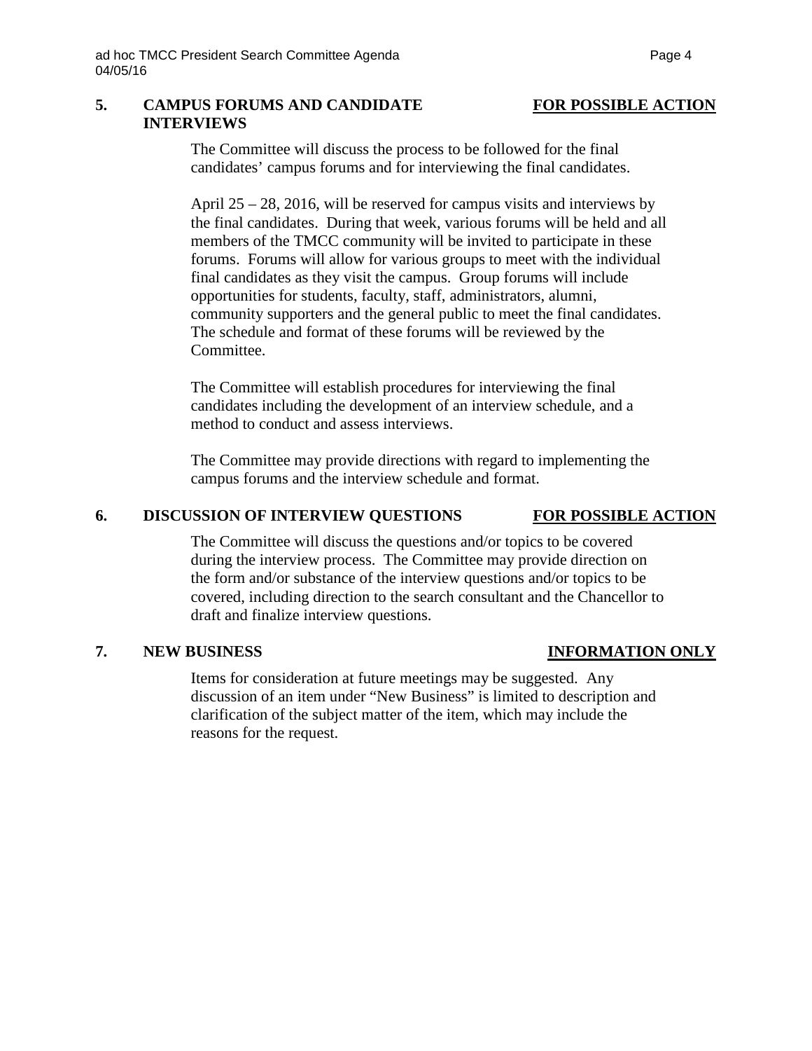## 5. CAMPUS FORUMS AND CANDIDATE INTERVIEWS — **FOR POSSIBLE ACTION**

The Committee will discuss the process to be followed for the final candidates' campus forums and for interviewing the final candidates.

April 25 – 28, 2016, will be reserved for campus visits and interviews by the final candidates. During that week, various forums will be held and all members of the TMCC community will be invited to participate in these forums. Forums will allow for various groups to meet with the individual final candidates as they visit the campus. Group forums will include opportunities for students, faculty, staff, administrators, alumni, community supporters and the general public to meet the final candidates. The schedule and format of these forums will be reviewed by the Committee.

The Committee will establish procedures for interviewing the final candidates including the development of an interview schedule, and a method to conduct and assess interviews.

The Committee may provide directions with regard to implementing the campus forums and the interview schedule and format.

## 6. DISCUSSION OF INTERVIEW QUESTIONS — **FOR POSSIBLE ACTION**

The Committee will discuss the questions and/or topics to be covered during the interview process. The Committee may provide direction on the form and/or substance of the interview questions and/or topics to be covered, including direction to the search consultant and the Chancellor to draft and finalize interview questions.

## 7. NEW BUSINESS — **INFORMATION ONLY**

Items for consideration at future meetings may be suggested. Any discussion of an item under "New Business" is limited to description and clarification of the subject matter of the item, which may include the reasons for the request.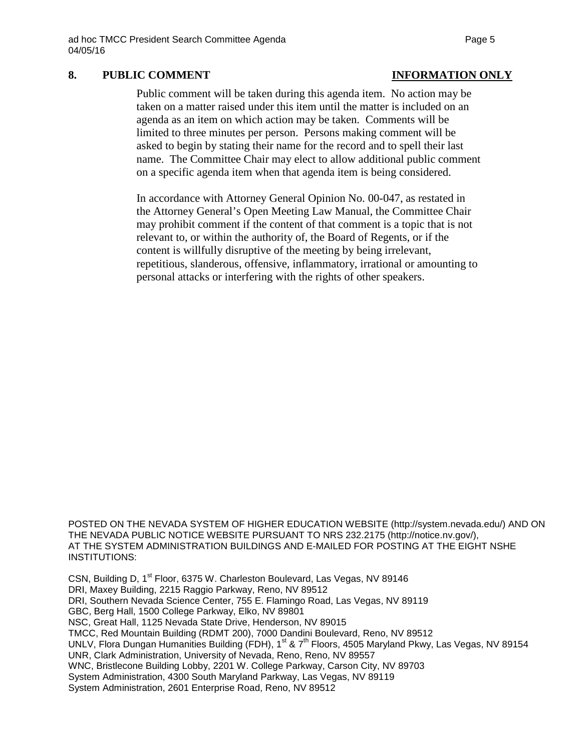**8. PUBLIC COMMENT** **<u>INFORMATION ONLY</u>**

Public comment will be taken during this agenda item. No action may be taken on a matter raised under this item until the matter is included on an agenda as an item on which action may be taken. Comments will be limited to three minutes per person. Persons making comment will be asked to begin by stating their name for the record and to spell their last name. The Committee Chair may elect to allow additional public comment on a specific agenda item when that agenda item is being considered.

In accordance with Attorney General Opinion No. 00-047, as restated in the Attorney General's Open Meeting Law Manual, the Committee Chair may prohibit comment if the content of that comment is a topic that is not relevant to, or within the authority of, the Board of Regents, or if the content is willfully disruptive of the meeting by being irrelevant, repetitious, slanderous, offensive, inflammatory, irrational or amounting to personal attacks or interfering with the rights of other speakers.

POSTED ON THE NEVADA SYSTEM OF HIGHER EDUCATION WEBSITE (http://system.nevada.edu/) AND ON THE NEVADA PUBLIC NOTICE WEBSITE PURSUANT TO NRS 232.2175 (http://notice.nv.gov/), AT THE SYSTEM ADMINISTRATION BUILDINGS AND E-MAILED FOR POSTING AT THE EIGHT NSHE INSTITUTIONS:

CSN, Building D, 1st Floor, 6375 W. Charleston Boulevard, Las Vegas, NV 89146
DRI, Maxey Building, 2215 Raggio Parkway, Reno, NV 89512
DRI, Southern Nevada Science Center, 755 E. Flamingo Road, Las Vegas, NV 89119
GBC, Berg Hall, 1500 College Parkway, Elko, NV 89801
NSC, Great Hall, 1125 Nevada State Drive, Henderson, NV 89015
TMCC, Red Mountain Building (RDMT 200), 7000 Dandini Boulevard, Reno, NV 89512
UNLV, Flora Dungan Humanities Building (FDH), 1st & 7th Floors, 4505 Maryland Pkwy, Las Vegas, NV 89154
UNR, Clark Administration, University of Nevada, Reno, Reno, NV 89557
WNC, Bristlecone Building Lobby, 2201 W. College Parkway, Carson City, NV 89703
System Administration, 4300 South Maryland Parkway, Las Vegas, NV 89119
System Administration, 2601 Enterprise Road, Reno, NV 89512